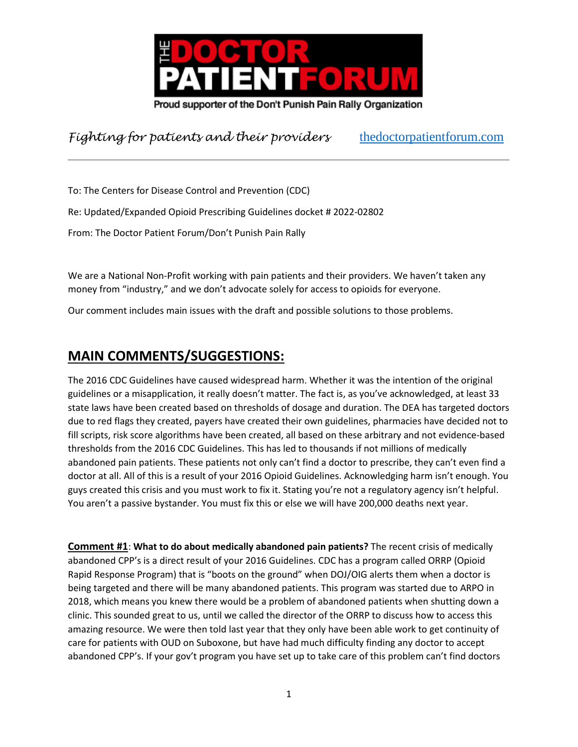# THE DOCTOR PATIENT FORUM

Proud supporter of the Don't Punish Pain Rally Organization

*Fighting for patients and their providers* thedoctorpatientforum.com

---

To: The Centers for Disease Control and Prevention (CDC)

Re: Updated/Expanded Opioid Prescribing Guidelines docket # 2022-02802

From: The Doctor Patient Forum/Don't Punish Pain Rally

We are a National Non-Profit working with pain patients and their providers. We haven't taken any money from "industry," and we don't advocate solely for access to opioids for everyone.

Our comment includes main issues with the draft and possible solutions to those problems.

## MAIN COMMENTS/SUGGESTIONS:

The 2016 CDC Guidelines have caused widespread harm. Whether it was the intention of the original guidelines or a misapplication, it really doesn't matter. The fact is, as you've acknowledged, at least 33 state laws have been created based on thresholds of dosage and duration. The DEA has targeted doctors due to red flags they created, payers have created their own guidelines, pharmacies have decided not to fill scripts, risk score algorithms have been created, all based on these arbitrary and not evidence-based thresholds from the 2016 CDC Guidelines. This has led to thousands if not millions of medically abandoned pain patients. These patients not only can't find a doctor to prescribe, they can't even find a doctor at all. All of this is a result of your 2016 Opioid Guidelines. Acknowledging harm isn't enough. You guys created this crisis and you must work to fix it. Stating you're not a regulatory agency isn't helpful. You aren't a passive bystander. You must fix this or else we will have 200,000 deaths next year.

**Comment #1**: **What to do about medically abandoned pain patients?** The recent crisis of medically abandoned CPP's is a direct result of your 2016 Guidelines. CDC has a program called ORRP (Opioid Rapid Response Program) that is "boots on the ground" when DOJ/OIG alerts them when a doctor is being targeted and there will be many abandoned patients. This program was started due to ARPO in 2018, which means you knew there would be a problem of abandoned patients when shutting down a clinic. This sounded great to us, until we called the director of the ORRP to discuss how to access this amazing resource. We were then told last year that they only have been able work to get continuity of care for patients with OUD on Suboxone, but have had much difficulty finding any doctor to accept abandoned CPP's. If your gov't program you have set up to take care of this problem can't find doctors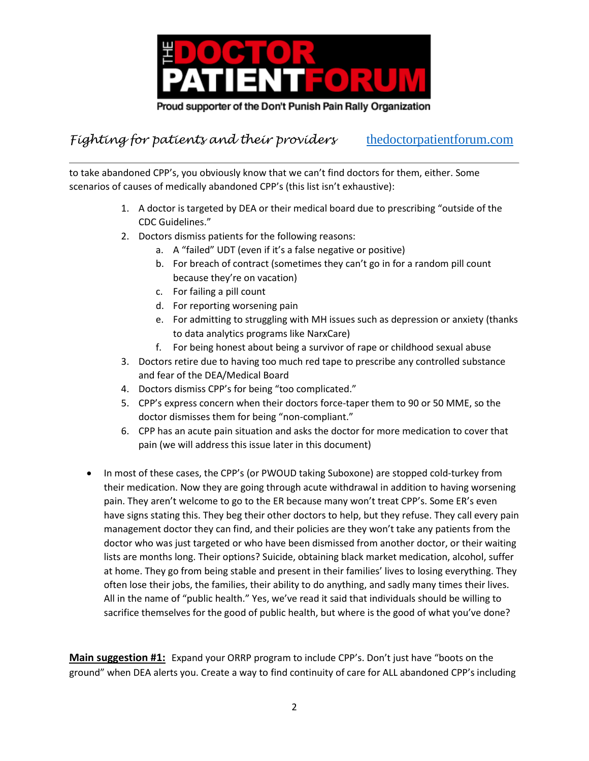to take abandoned CPP's, you obviously know that we can't find doctors for them, either. Some scenarios of causes of medically abandoned CPP's (this list isn't exhaustive):

1. A doctor is targeted by DEA or their medical board due to prescribing "outside of the CDC Guidelines."
2. Doctors dismiss patients for the following reasons:
    a. A "failed" UDT (even if it's a false negative or positive)
    b. For breach of contract (sometimes they can't go in for a random pill count because they're on vacation)
    c. For failing a pill count
    d. For reporting worsening pain
    e. For admitting to struggling with MH issues such as depression or anxiety (thanks to data analytics programs like NarxCare)
    f. For being honest about being a survivor of rape or childhood sexual abuse
3. Doctors retire due to having too much red tape to prescribe any controlled substance and fear of the DEA/Medical Board
4. Doctors dismiss CPP's for being "too complicated."
5. CPP's express concern when their doctors force-taper them to 90 or 50 MME, so the doctor dismisses them for being "non-compliant."
6. CPP has an acute pain situation and asks the doctor for more medication to cover that pain (we will address this issue later in this document)

- In most of these cases, the CPP's (or PWOUD taking Suboxone) are stopped cold-turkey from their medication. Now they are going through acute withdrawal in addition to having worsening pain. They aren't welcome to go to the ER because many won't treat CPP's. Some ER's even have signs stating this. They beg their other doctors to help, but they refuse. They call every pain management doctor they can find, and their policies are they won't take any patients from the doctor who was just targeted or who have been dismissed from another doctor, or their waiting lists are months long. Their options? Suicide, obtaining black market medication, alcohol, suffer at home. They go from being stable and present in their families' lives to losing everything. They often lose their jobs, the families, their ability to do anything, and sadly many times their lives. All in the name of "public health." Yes, we've read it said that individuals should be willing to sacrifice themselves for the good of public health, but where is the good of what you've done?

**Main suggestion #1:** Expand your ORRP program to include CPP's. Don't just have "boots on the ground" when DEA alerts you. Create a way to find continuity of care for ALL abandoned CPP's including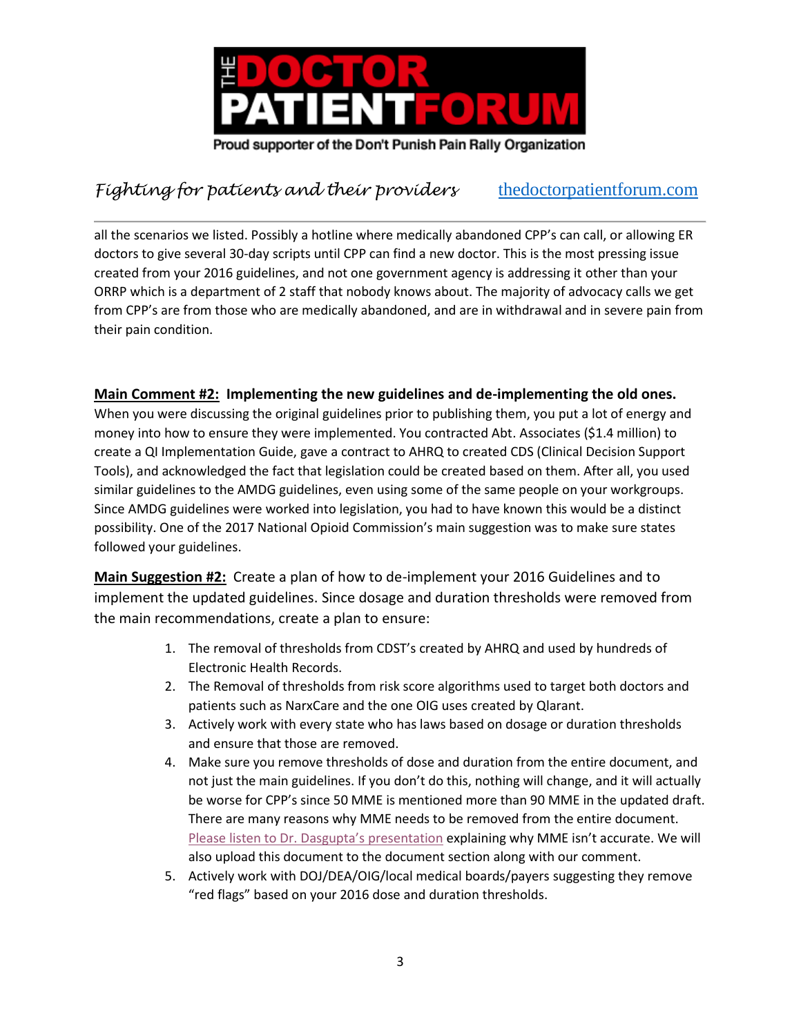all the scenarios we listed. Possibly a hotline where medically abandoned CPP's can call, or allowing ER doctors to give several 30-day scripts until CPP can find a new doctor. This is the most pressing issue created from your 2016 guidelines, and not one government agency is addressing it other than your ORRP which is a department of 2 staff that nobody knows about. The majority of advocacy calls we get from CPP's are from those who are medically abandoned, and are in withdrawal and in severe pain from their pain condition.

**Main Comment #2: Implementing the new guidelines and de-implementing the old ones.**
When you were discussing the original guidelines prior to publishing them, you put a lot of energy and money into how to ensure they were implemented. You contracted Abt. Associates ($1.4 million) to create a QI Implementation Guide, gave a contract to AHRQ to created CDS (Clinical Decision Support Tools), and acknowledged the fact that legislation could be created based on them. After all, you used similar guidelines to the AMDG guidelines, even using some of the same people on your workgroups. Since AMDG guidelines were worked into legislation, you had to have known this would be a distinct possibility. One of the 2017 National Opioid Commission's main suggestion was to make sure states followed your guidelines.

**Main Suggestion #2:** Create a plan of how to de-implement your 2016 Guidelines and to implement the updated guidelines. Since dosage and duration thresholds were removed from the main recommendations, create a plan to ensure:

1. The removal of thresholds from CDST's created by AHRQ and used by hundreds of Electronic Health Records.
2. The Removal of thresholds from risk score algorithms used to target both doctors and patients such as NarxCare and the one OIG uses created by Qlarant.
3. Actively work with every state who has laws based on dosage or duration thresholds and ensure that those are removed.
4. Make sure you remove thresholds of dose and duration from the entire document, and not just the main guidelines. If you don't do this, nothing will change, and it will actually be worse for CPP's since 50 MME is mentioned more than 90 MME in the updated draft. There are many reasons why MME needs to be removed from the entire document. Please listen to Dr. Dasgupta's presentation explaining why MME isn't accurate. We will also upload this document to the document section along with our comment.
5. Actively work with DOJ/DEA/OIG/local medical boards/payers suggesting they remove "red flags" based on your 2016 dose and duration thresholds.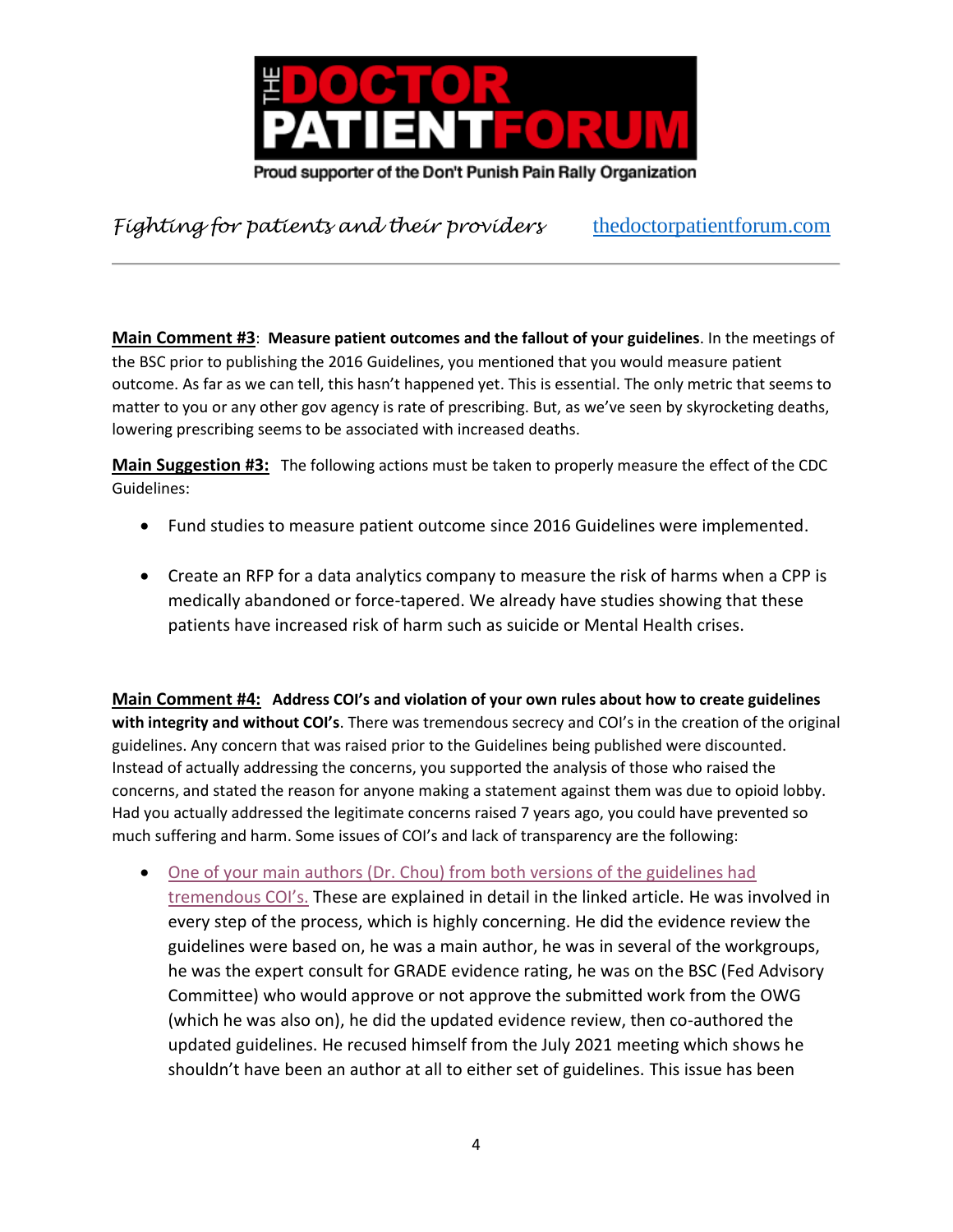**Main Comment #3**: **Measure patient outcomes and the fallout of your guidelines**. In the meetings of the BSC prior to publishing the 2016 Guidelines, you mentioned that you would measure patient outcome. As far as we can tell, this hasn't happened yet. This is essential. The only metric that seems to matter to you or any other gov agency is rate of prescribing. But, as we've seen by skyrocketing deaths, lowering prescribing seems to be associated with increased deaths.

**Main Suggestion #3:** The following actions must be taken to properly measure the effect of the CDC Guidelines:

- Fund studies to measure patient outcome since 2016 Guidelines were implemented.
- Create an RFP for a data analytics company to measure the risk of harms when a CPP is medically abandoned or force-tapered. We already have studies showing that these patients have increased risk of harm such as suicide or Mental Health crises.

**Main Comment #4:** **Address COI's and violation of your own rules about how to create guidelines with integrity and without COI's**. There was tremendous secrecy and COI's in the creation of the original guidelines. Any concern that was raised prior to the Guidelines being published were discounted. Instead of actually addressing the concerns, you supported the analysis of those who raised the concerns, and stated the reason for anyone making a statement against them was due to opioid lobby. Had you actually addressed the legitimate concerns raised 7 years ago, you could have prevented so much suffering and harm. Some issues of COI's and lack of transparency are the following:

- One of your main authors (Dr. Chou) from both versions of the guidelines had tremendous COI's. These are explained in detail in the linked article. He was involved in every step of the process, which is highly concerning. He did the evidence review the guidelines were based on, he was a main author, he was in several of the workgroups, he was the expert consult for GRADE evidence rating, he was on the BSC (Fed Advisory Committee) who would approve or not approve the submitted work from the OWG (which he was also on), he did the updated evidence review, then co-authored the updated guidelines. He recused himself from the July 2021 meeting which shows he shouldn't have been an author at all to either set of guidelines. This issue has been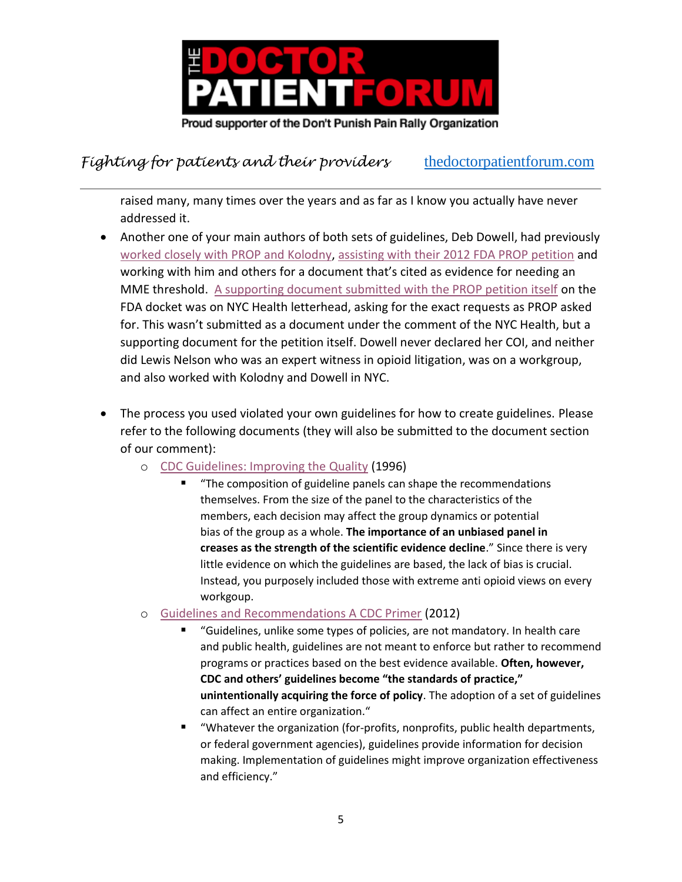raised many, many times over the years and as far as I know you actually have never addressed it.

- Another one of your main authors of both sets of guidelines, Deb Dowell, had previously worked closely with PROP and Kolodny, assisting with their 2012 FDA PROP petition and working with him and others for a document that's cited as evidence for needing an MME threshold. A supporting document submitted with the PROP petition itself on the FDA docket was on NYC Health letterhead, asking for the exact requests as PROP asked for. This wasn't submitted as a document under the comment of the NYC Health, but a supporting document for the petition itself. Dowell never declared her COI, and neither did Lewis Nelson who was an expert witness in opioid litigation, was on a workgroup, and also worked with Kolodny and Dowell in NYC.

- The process you used violated your own guidelines for how to create guidelines. Please refer to the following documents (they will also be submitted to the document section of our comment):
  - CDC Guidelines: Improving the Quality (1996)
    - "The composition of guideline panels can shape the recommendations themselves. From the size of the panel to the characteristics of the members, each decision may affect the group dynamics or potential bias of the group as a whole. **The importance of an unbiased panel in creases as the strength of the scientific evidence decline**." Since there is very little evidence on which the guidelines are based, the lack of bias is crucial. Instead, you purposely included those with extreme anti opioid views on every workgoup.
  - Guidelines and Recommendations A CDC Primer (2012)
    - "Guidelines, unlike some types of policies, are not mandatory. In health care and public health, guidelines are not meant to enforce but rather to recommend programs or practices based on the best evidence available. **Often, however, CDC and others' guidelines become "the standards of practice," unintentionally acquiring the force of policy**. The adoption of a set of guidelines can affect an entire organization."
    - "Whatever the organization (for-profits, nonprofits, public health departments, or federal government agencies), guidelines provide information for decision making. Implementation of guidelines might improve organization effectiveness and efficiency."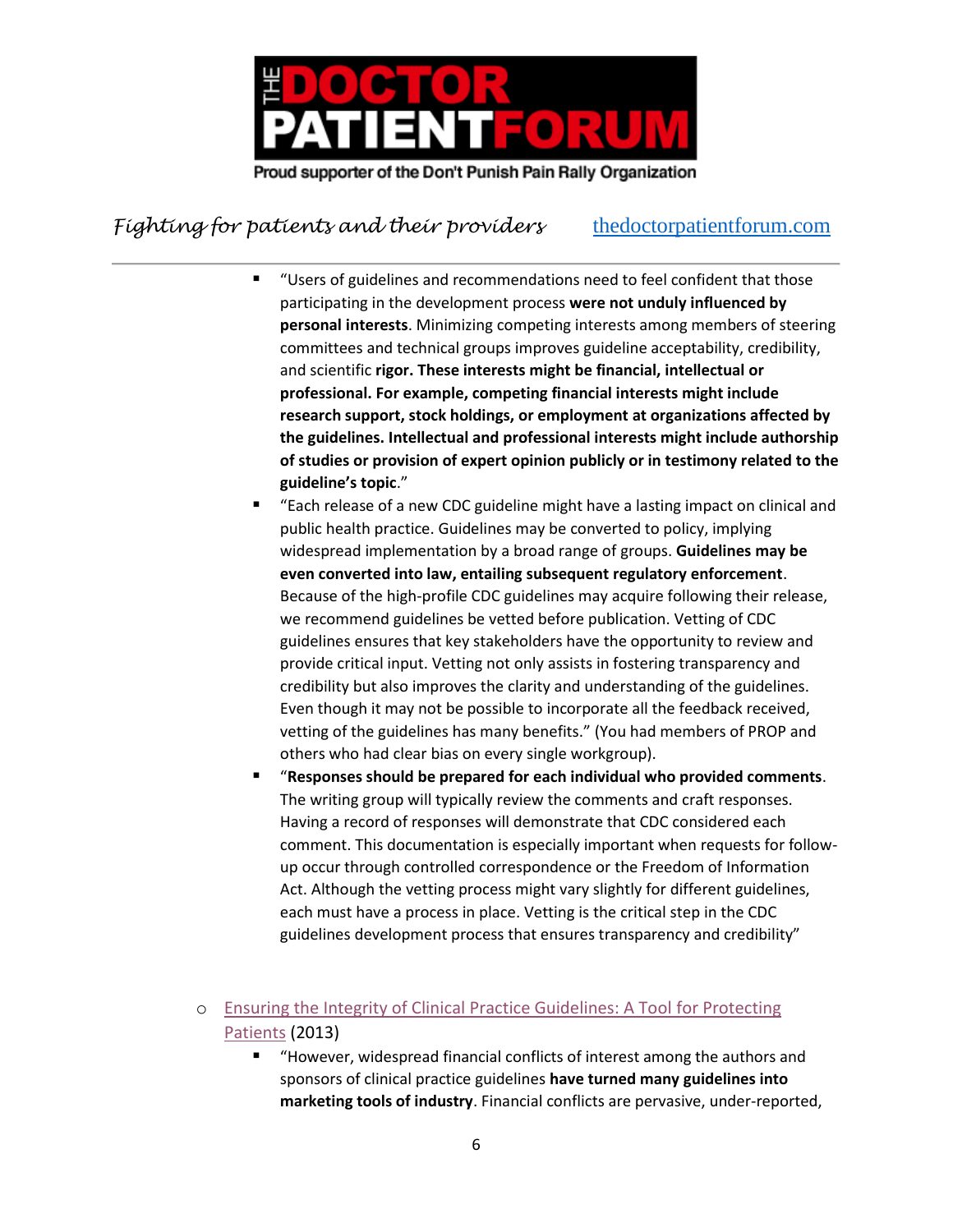- "Users of guidelines and recommendations need to feel confident that those participating in the development process **were not unduly influenced by personal interests**. Minimizing competing interests among members of steering committees and technical groups improves guideline acceptability, credibility, and scientific **rigor. These interests might be financial, intellectual or professional. For example, competing financial interests might include research support, stock holdings, or employment at organizations affected by the guidelines. Intellectual and professional interests might include authorship of studies or provision of expert opinion publicly or in testimony related to the guideline's topic**."
- "Each release of a new CDC guideline might have a lasting impact on clinical and public health practice. Guidelines may be converted to policy, implying widespread implementation by a broad range of groups. **Guidelines may be even converted into law, entailing subsequent regulatory enforcement**. Because of the high-profile CDC guidelines may acquire following their release, we recommend guidelines be vetted before publication. Vetting of CDC guidelines ensures that key stakeholders have the opportunity to review and provide critical input. Vetting not only assists in fostering transparency and credibility but also improves the clarity and understanding of the guidelines. Even though it may not be possible to incorporate all the feedback received, vetting of the guidelines has many benefits." (You had members of PROP and others who had clear bias on every single workgroup).
- "**Responses should be prepared for each individual who provided comments**. The writing group will typically review the comments and craft responses. Having a record of responses will demonstrate that CDC considered each comment. This documentation is especially important when requests for follow-up occur through controlled correspondence or the Freedom of Information Act. Although the vetting process might vary slightly for different guidelines, each must have a process in place. Vetting is the critical step in the CDC guidelines development process that ensures transparency and credibility"

- Ensuring the Integrity of Clinical Practice Guidelines: A Tool for Protecting Patients (2013)
  - "However, widespread financial conflicts of interest among the authors and sponsors of clinical practice guidelines **have turned many guidelines into marketing tools of industry**. Financial conflicts are pervasive, under-reported,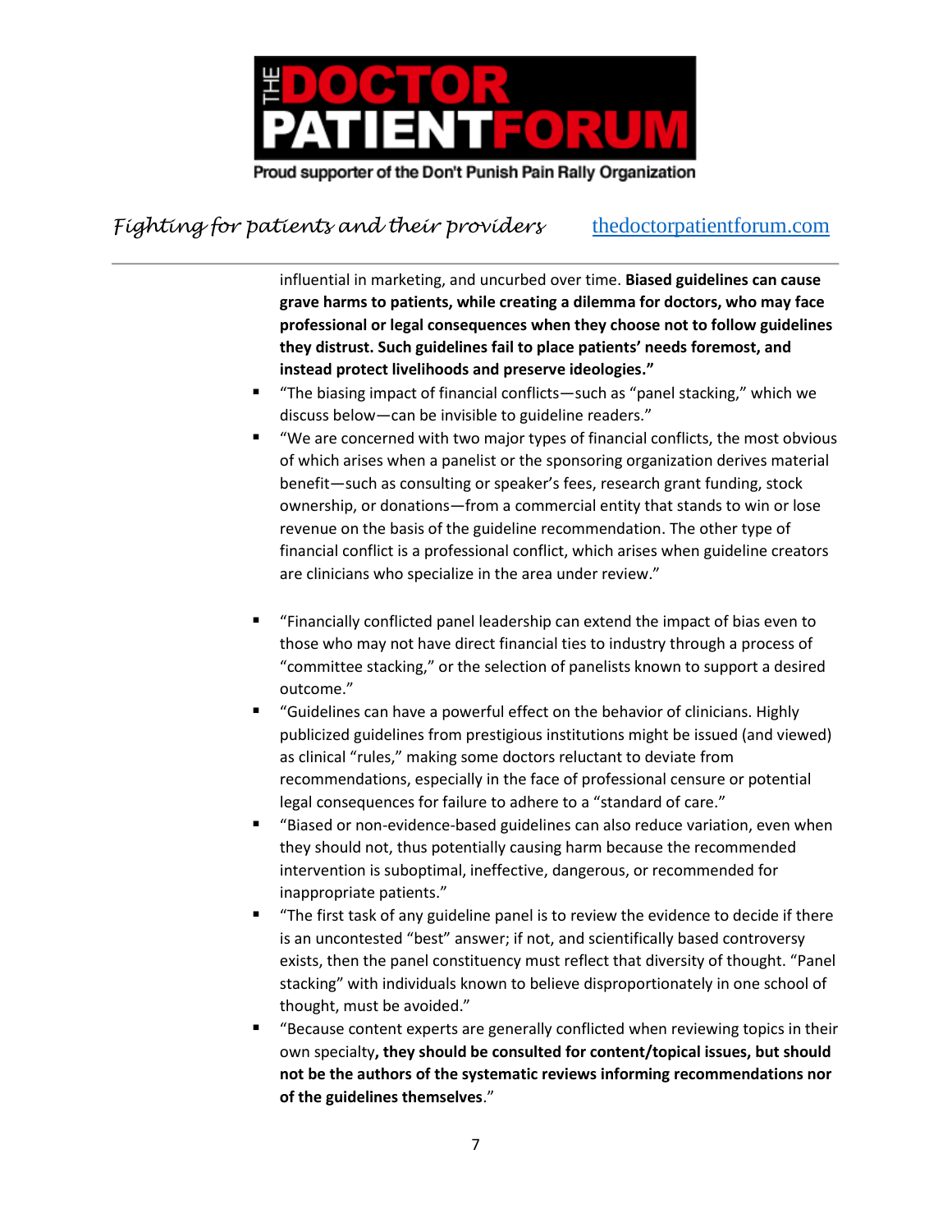influential in marketing, and uncurbed over time. **Biased guidelines can cause grave harms to patients, while creating a dilemma for doctors, who may face professional or legal consequences when they choose not to follow guidelines they distrust. Such guidelines fail to place patients' needs foremost, and instead protect livelihoods and preserve ideologies."**

- "The biasing impact of financial conflicts—such as "panel stacking," which we discuss below—can be invisible to guideline readers."
- "We are concerned with two major types of financial conflicts, the most obvious of which arises when a panelist or the sponsoring organization derives material benefit—such as consulting or speaker's fees, research grant funding, stock ownership, or donations—from a commercial entity that stands to win or lose revenue on the basis of the guideline recommendation. The other type of financial conflict is a professional conflict, which arises when guideline creators are clinicians who specialize in the area under review."
- "Financially conflicted panel leadership can extend the impact of bias even to those who may not have direct financial ties to industry through a process of "committee stacking," or the selection of panelists known to support a desired outcome."
- "Guidelines can have a powerful effect on the behavior of clinicians. Highly publicized guidelines from prestigious institutions might be issued (and viewed) as clinical "rules," making some doctors reluctant to deviate from recommendations, especially in the face of professional censure or potential legal consequences for failure to adhere to a "standard of care."
- "Biased or non-evidence-based guidelines can also reduce variation, even when they should not, thus potentially causing harm because the recommended intervention is suboptimal, ineffective, dangerous, or recommended for inappropriate patients."
- "The first task of any guideline panel is to review the evidence to decide if there is an uncontested "best" answer; if not, and scientifically based controversy exists, then the panel constituency must reflect that diversity of thought. "Panel stacking" with individuals known to believe disproportionately in one school of thought, must be avoided."
- "Because content experts are generally conflicted when reviewing topics in their own specialty**, they should be consulted for content/topical issues, but should not be the authors of the systematic reviews informing recommendations nor of the guidelines themselves**."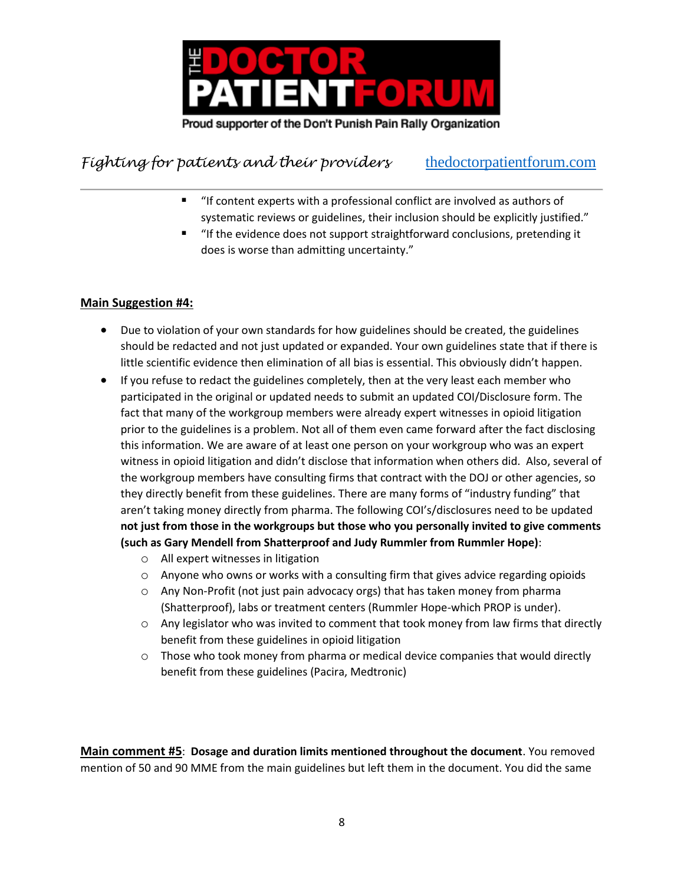- "If content experts with a professional conflict are involved as authors of systematic reviews or guidelines, their inclusion should be explicitly justified."
- "If the evidence does not support straightforward conclusions, pretending it does is worse than admitting uncertainty."

**Main Suggestion #4:**

- Due to violation of your own standards for how guidelines should be created, the guidelines should be redacted and not just updated or expanded. Your own guidelines state that if there is little scientific evidence then elimination of all bias is essential. This obviously didn't happen.
- If you refuse to redact the guidelines completely, then at the very least each member who participated in the original or updated needs to submit an updated COI/Disclosure form. The fact that many of the workgroup members were already expert witnesses in opioid litigation prior to the guidelines is a problem. Not all of them even came forward after the fact disclosing this information. We are aware of at least one person on your workgroup who was an expert witness in opioid litigation and didn't disclose that information when others did. Also, several of the workgroup members have consulting firms that contract with the DOJ or other agencies, so they directly benefit from these guidelines. There are many forms of "industry funding" that aren't taking money directly from pharma. The following COI's/disclosures need to be updated **not just from those in the workgroups but those who you personally invited to give comments (such as Gary Mendell from Shatterproof and Judy Rummler from Rummler Hope)**:
    - All expert witnesses in litigation
    - Anyone who owns or works with a consulting firm that gives advice regarding opioids
    - Any Non-Profit (not just pain advocacy orgs) that has taken money from pharma (Shatterproof), labs or treatment centers (Rummler Hope-which PROP is under).
    - Any legislator who was invited to comment that took money from law firms that directly benefit from these guidelines in opioid litigation
    - Those who took money from pharma or medical device companies that would directly benefit from these guidelines (Pacira, Medtronic)

**Main comment #5**: **Dosage and duration limits mentioned throughout the document**. You removed mention of 50 and 90 MME from the main guidelines but left them in the document. You did the same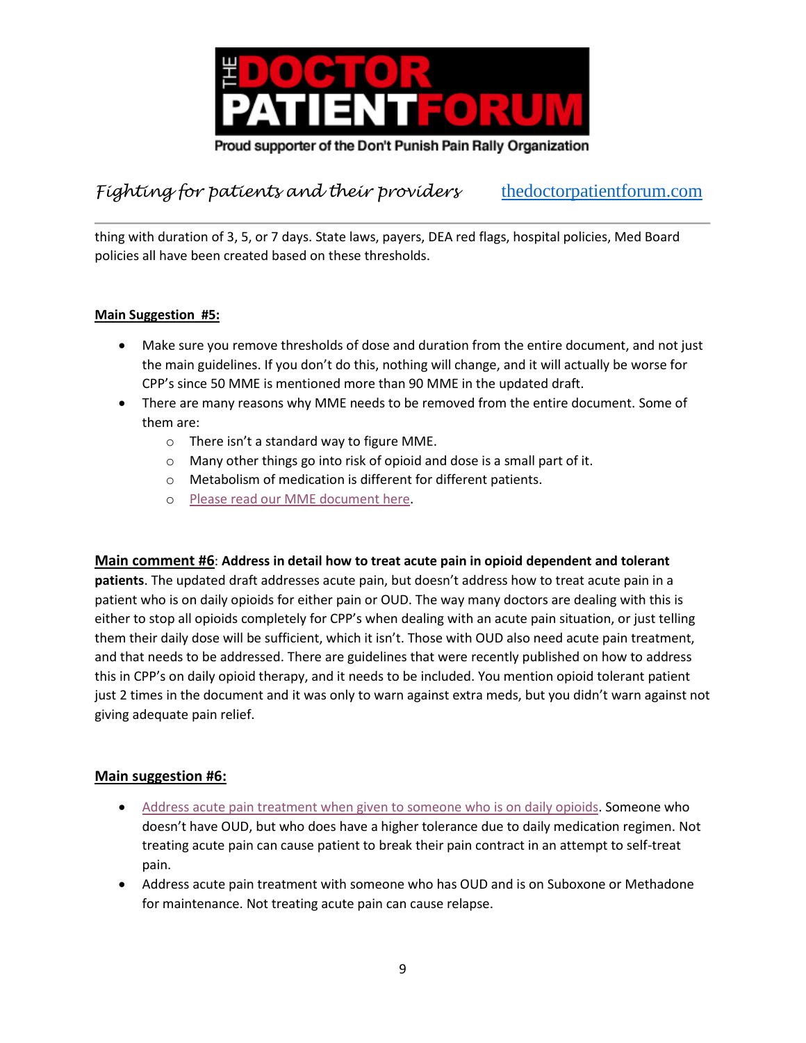thing with duration of 3, 5, or 7 days. State laws, payers, DEA red flags, hospital policies, Med Board policies all have been created based on these thresholds.

**Main Suggestion #5:**

- Make sure you remove thresholds of dose and duration from the entire document, and not just the main guidelines. If you don't do this, nothing will change, and it will actually be worse for CPP's since 50 MME is mentioned more than 90 MME in the updated draft.
- There are many reasons why MME needs to be removed from the entire document. Some of them are:
  - There isn't a standard way to figure MME.
  - Many other things go into risk of opioid and dose is a small part of it.
  - Metabolism of medication is different for different patients.
  - Please read our MME document here.

**Main comment #6**: **Address in detail how to treat acute pain in opioid dependent and tolerant patients**. The updated draft addresses acute pain, but doesn't address how to treat acute pain in a patient who is on daily opioids for either pain or OUD. The way many doctors are dealing with this is either to stop all opioids completely for CPP's when dealing with an acute pain situation, or just telling them their daily dose will be sufficient, which it isn't. Those with OUD also need acute pain treatment, and that needs to be addressed. There are guidelines that were recently published on how to address this in CPP's on daily opioid therapy, and it needs to be included. You mention opioid tolerant patient just 2 times in the document and it was only to warn against extra meds, but you didn't warn against not giving adequate pain relief.

**Main suggestion #6:**

- Address acute pain treatment when given to someone who is on daily opioids. Someone who doesn't have OUD, but who does have a higher tolerance due to daily medication regimen. Not treating acute pain can cause patient to break their pain contract in an attempt to self-treat pain.
- Address acute pain treatment with someone who has OUD and is on Suboxone or Methadone for maintenance. Not treating acute pain can cause relapse.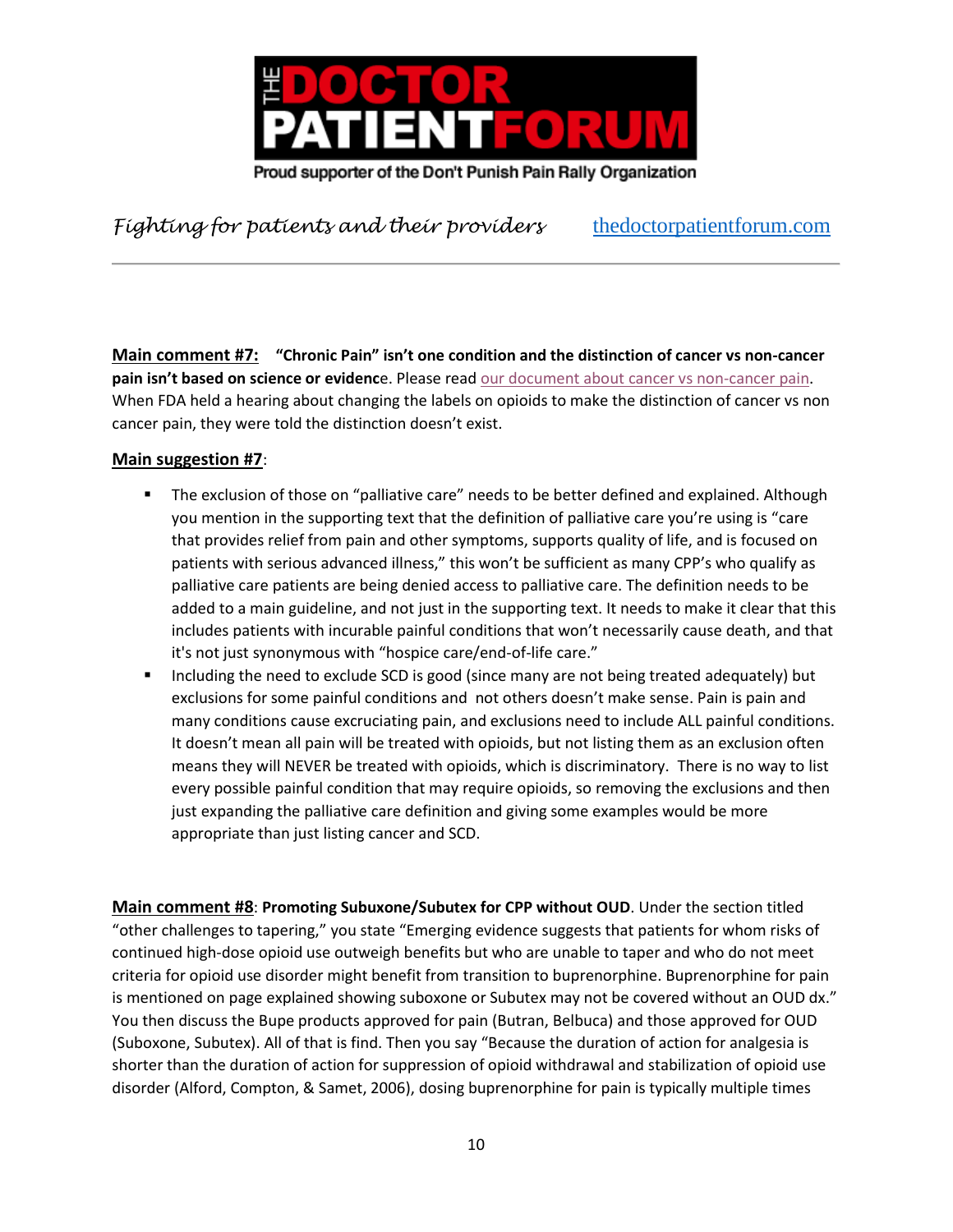**Main comment #7:** **"Chronic Pain" isn't one condition and the distinction of cancer vs non-cancer pain isn't based on science or evidenc**e. Please read [our document about cancer vs non-cancer pain](). When FDA held a hearing about changing the labels on opioids to make the distinction of cancer vs non cancer pain, they were told the distinction doesn't exist.

**Main suggestion #7**:

- The exclusion of those on "palliative care" needs to be better defined and explained. Although you mention in the supporting text that the definition of palliative care you're using is "care that provides relief from pain and other symptoms, supports quality of life, and is focused on patients with serious advanced illness," this won't be sufficient as many CPP's who qualify as palliative care patients are being denied access to palliative care. The definition needs to be added to a main guideline, and not just in the supporting text. It needs to make it clear that this includes patients with incurable painful conditions that won't necessarily cause death, and that it's not just synonymous with "hospice care/end-of-life care."
- Including the need to exclude SCD is good (since many are not being treated adequately) but exclusions for some painful conditions and not others doesn't make sense. Pain is pain and many conditions cause excruciating pain, and exclusions need to include ALL painful conditions. It doesn't mean all pain will be treated with opioids, but not listing them as an exclusion often means they will NEVER be treated with opioids, which is discriminatory. There is no way to list every possible painful condition that may require opioids, so removing the exclusions and then just expanding the palliative care definition and giving some examples would be more appropriate than just listing cancer and SCD.

**Main comment #8**: **Promoting Subuxone/Subutex for CPP without OUD**. Under the section titled "other challenges to tapering," you state "Emerging evidence suggests that patients for whom risks of continued high-dose opioid use outweigh benefits but who are unable to taper and who do not meet criteria for opioid use disorder might benefit from transition to buprenorphine. Buprenorphine for pain is mentioned on page explained showing suboxone or Subutex may not be covered without an OUD dx." You then discuss the Bupe products approved for pain (Butran, Belbuca) and those approved for OUD (Suboxone, Subutex). All of that is find. Then you say "Because the duration of action for analgesia is shorter than the duration of action for suppression of opioid withdrawal and stabilization of opioid use disorder (Alford, Compton, & Samet, 2006), dosing buprenorphine for pain is typically multiple times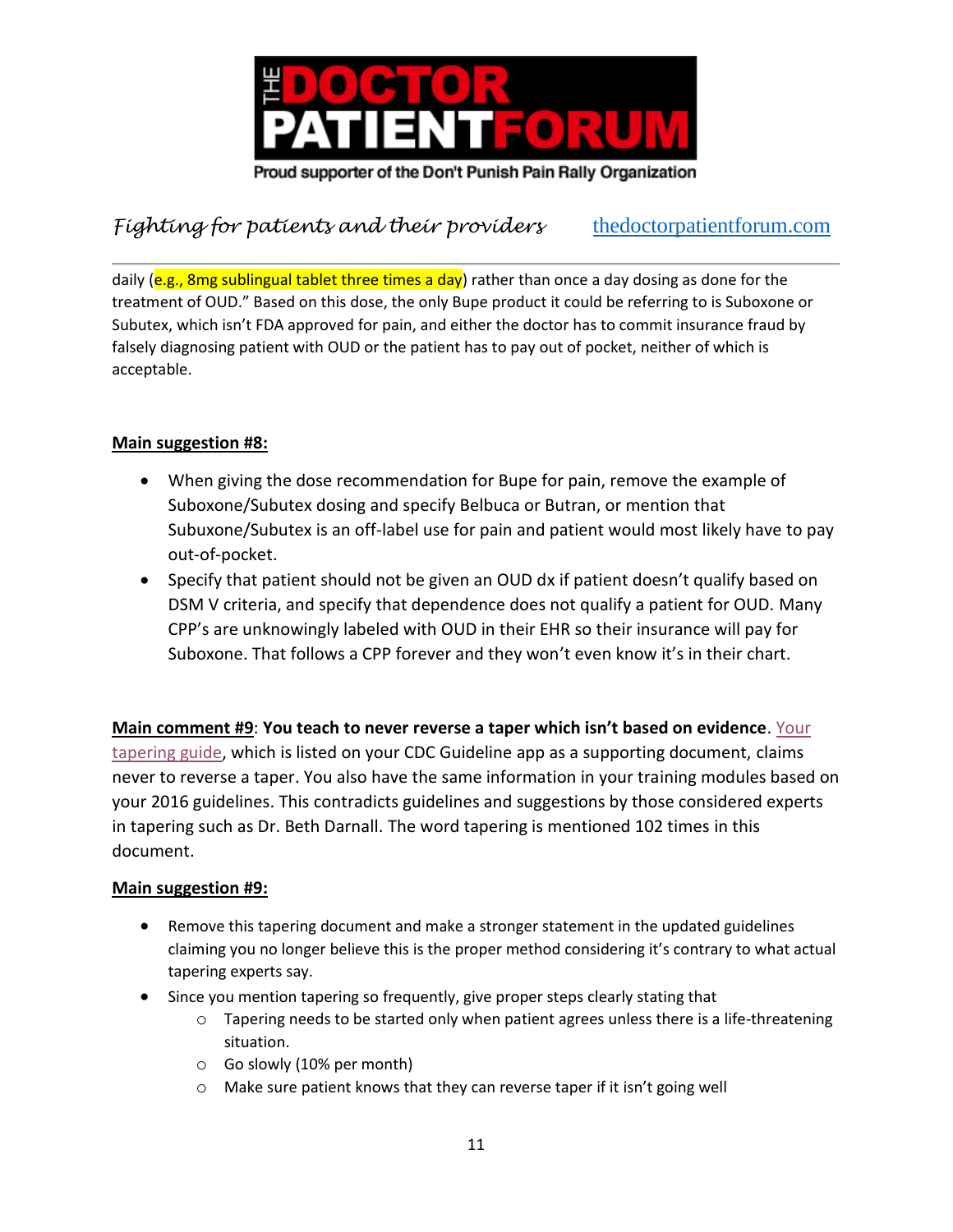daily (e.g., 8mg sublingual tablet three times a day) rather than once a day dosing as done for the treatment of OUD." Based on this dose, the only Bupe product it could be referring to is Suboxone or Subutex, which isn't FDA approved for pain, and either the doctor has to commit insurance fraud by falsely diagnosing patient with OUD or the patient has to pay out of pocket, neither of which is acceptable.

**Main suggestion #8:**

- When giving the dose recommendation for Bupe for pain, remove the example of Suboxone/Subutex dosing and specify Belbuca or Butran, or mention that Subuxone/Subutex is an off-label use for pain and patient would most likely have to pay out-of-pocket.
- Specify that patient should not be given an OUD dx if patient doesn't qualify based on DSM V criteria, and specify that dependence does not qualify a patient for OUD. Many CPP's are unknowingly labeled with OUD in their EHR so their insurance will pay for Suboxone. That follows a CPP forever and they won't even know it's in their chart.

**Main comment #9**: **You teach to never reverse a taper which isn't based on evidence**. Your tapering guide, which is listed on your CDC Guideline app as a supporting document, claims never to reverse a taper. You also have the same information in your training modules based on your 2016 guidelines. This contradicts guidelines and suggestions by those considered experts in tapering such as Dr. Beth Darnall. The word tapering is mentioned 102 times in this document.

**Main suggestion #9:**

- Remove this tapering document and make a stronger statement in the updated guidelines claiming you no longer believe this is the proper method considering it's contrary to what actual tapering experts say.
- Since you mention tapering so frequently, give proper steps clearly stating that
  - Tapering needs to be started only when patient agrees unless there is a life-threatening situation.
  - Go slowly (10% per month)
  - Make sure patient knows that they can reverse taper if it isn't going well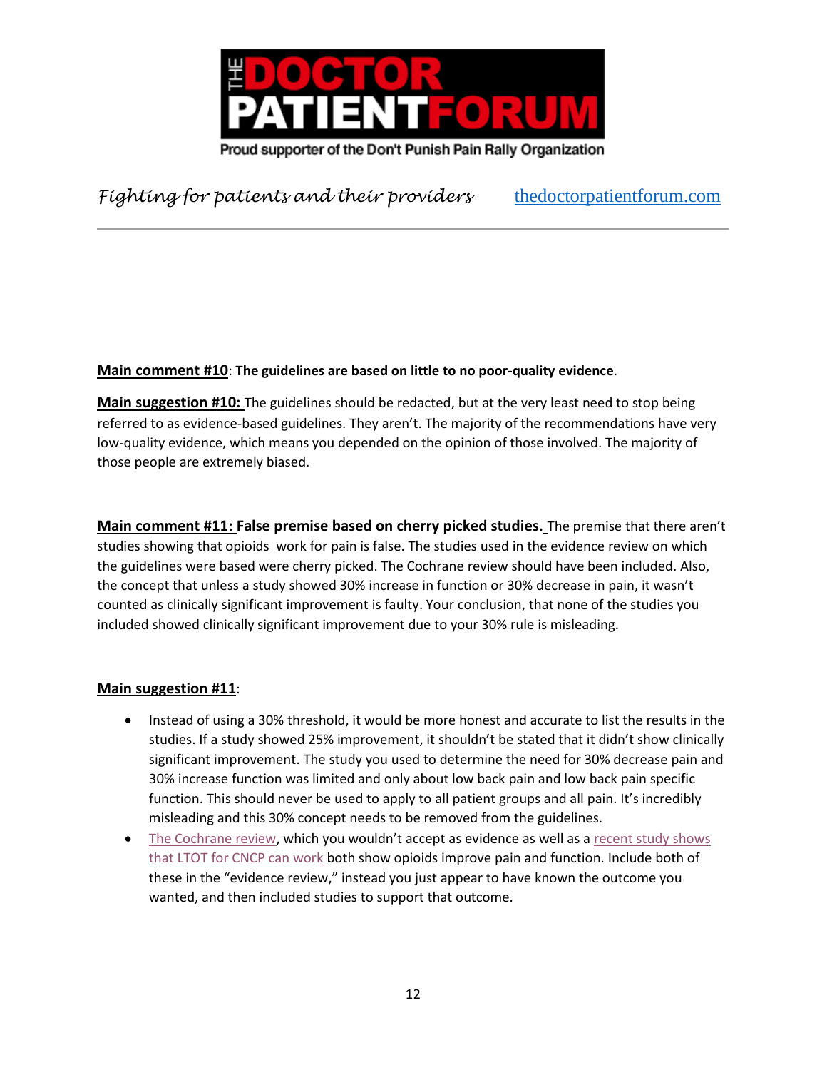**Main comment #10**: **The guidelines are based on little to no poor-quality evidence**.

**Main suggestion #10:** The guidelines should be redacted, but at the very least need to stop being referred to as evidence-based guidelines. They aren't. The majority of the recommendations have very low-quality evidence, which means you depended on the opinion of those involved. The majority of those people are extremely biased.

**Main comment #11: False premise based on cherry picked studies.** The premise that there aren't studies showing that opioids work for pain is false. The studies used in the evidence review on which the guidelines were based were cherry picked. The Cochrane review should have been included. Also, the concept that unless a study showed 30% increase in function or 30% decrease in pain, it wasn't counted as clinically significant improvement is faulty. Your conclusion, that none of the studies you included showed clinically significant improvement due to your 30% rule is misleading.

**Main suggestion #11**:

- Instead of using a 30% threshold, it would be more honest and accurate to list the results in the studies. If a study showed 25% improvement, it shouldn't be stated that it didn't show clinically significant improvement. The study you used to determine the need for 30% decrease pain and 30% increase function was limited and only about low back pain and low back pain specific function. This should never be used to apply to all patient groups and all pain. It's incredibly misleading and this 30% concept needs to be removed from the guidelines.
- The Cochrane review, which you wouldn't accept as evidence as well as a recent study shows that LTOT for CNCP can work both show opioids improve pain and function. Include both of these in the "evidence review," instead you just appear to have known the outcome you wanted, and then included studies to support that outcome.